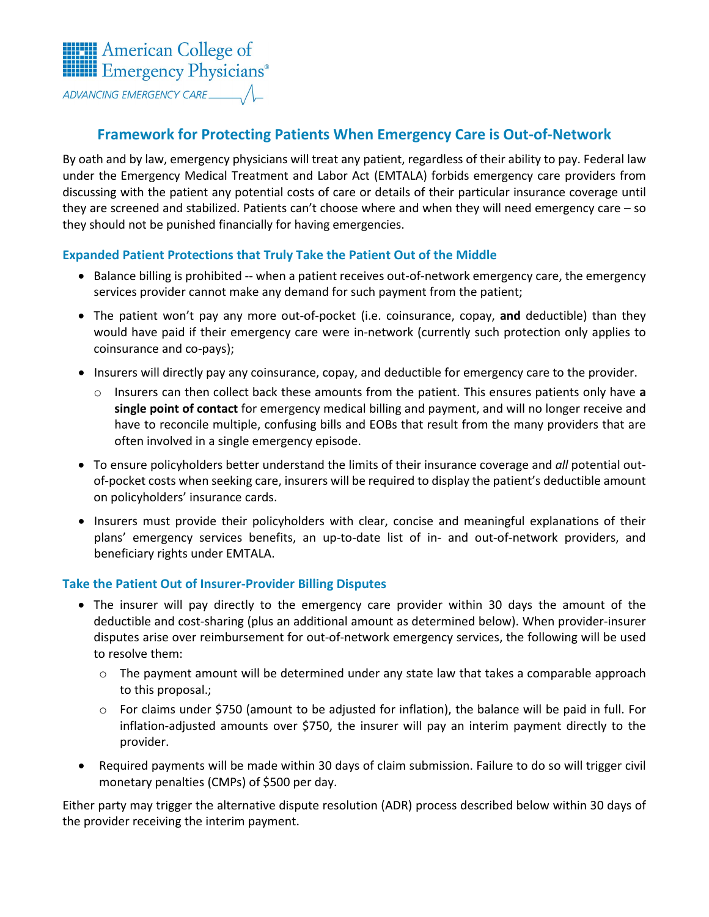American College of Emergency Physicians®

ADVANCING EMERGENCY CARE

## Framework for Protecting Patients When Emergency Care is Out-of-Network

By oath and by law, emergency physicians will treat any patient, regardless of their ability to pay. Federal law under the Emergency Medical Treatment and Labor Act (EMTALA) forbids emergency care providers from discussing with the patient any potential costs of care or details of their particular insurance coverage until they are screened and stabilized. Patients can't choose where and when they will need emergency care – so they should not be punished financially for having emergencies.

### Expanded Patient Protections that Truly Take the Patient Out of the Middle

- Balance billing is prohibited -- when a patient receives out-of-network emergency care, the emergency services provider cannot make any demand for such payment from the patient;
- The patient won't pay any more out-of-pocket (i.e. coinsurance, copay, **and** deductible) than they would have paid if their emergency care were in-network (currently such protection only applies to coinsurance and co-pays);
- Insurers will directly pay any coinsurance, copay, and deductible for emergency care to the provider.
  - Insurers can then collect back these amounts from the patient. This ensures patients only have **a single point of contact** for emergency medical billing and payment, and will no longer receive and have to reconcile multiple, confusing bills and EOBs that result from the many providers that are often involved in a single emergency episode.
- To ensure policyholders better understand the limits of their insurance coverage and *all* potential out-of-pocket costs when seeking care, insurers will be required to display the patient's deductible amount on policyholders' insurance cards.
- Insurers must provide their policyholders with clear, concise and meaningful explanations of their plans' emergency services benefits, an up-to-date list of in- and out-of-network providers, and beneficiary rights under EMTALA.

### Take the Patient Out of Insurer-Provider Billing Disputes

- The insurer will pay directly to the emergency care provider within 30 days the amount of the deductible and cost-sharing (plus an additional amount as determined below). When provider-insurer disputes arise over reimbursement for out-of-network emergency services, the following will be used to resolve them:
  - The payment amount will be determined under any state law that takes a comparable approach to this proposal.;
  - For claims under $750 (amount to be adjusted for inflation), the balance will be paid in full. For inflation-adjusted amounts over $750, the insurer will pay an interim payment directly to the provider.
- Required payments will be made within 30 days of claim submission. Failure to do so will trigger civil monetary penalties (CMPs) of $500 per day.

Either party may trigger the alternative dispute resolution (ADR) process described below within 30 days of the provider receiving the interim payment.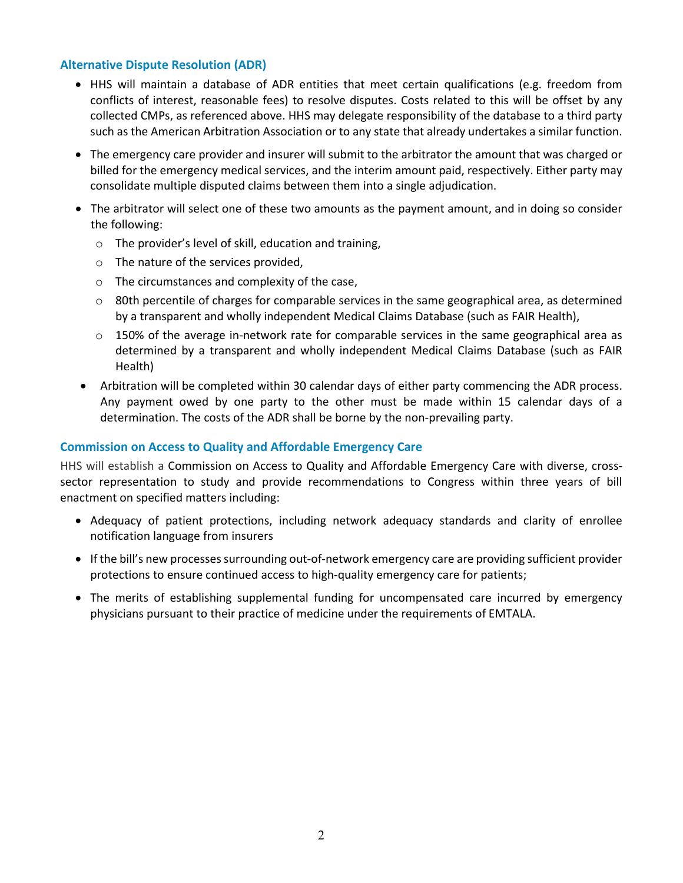## Alternative Dispute Resolution (ADR)

- HHS will maintain a database of ADR entities that meet certain qualifications (e.g. freedom from conflicts of interest, reasonable fees) to resolve disputes. Costs related to this will be offset by any collected CMPs, as referenced above. HHS may delegate responsibility of the database to a third party such as the American Arbitration Association or to any state that already undertakes a similar function.
- The emergency care provider and insurer will submit to the arbitrator the amount that was charged or billed for the emergency medical services, and the interim amount paid, respectively. Either party may consolidate multiple disputed claims between them into a single adjudication.
- The arbitrator will select one of these two amounts as the payment amount, and in doing so consider the following:
    - The provider's level of skill, education and training,
    - The nature of the services provided,
    - The circumstances and complexity of the case,
    - 80th percentile of charges for comparable services in the same geographical area, as determined by a transparent and wholly independent Medical Claims Database (such as FAIR Health),
    - 150% of the average in-network rate for comparable services in the same geographical area as determined by a transparent and wholly independent Medical Claims Database (such as FAIR Health)
- Arbitration will be completed within 30 calendar days of either party commencing the ADR process. Any payment owed by one party to the other must be made within 15 calendar days of a determination. The costs of the ADR shall be borne by the non-prevailing party.

## Commission on Access to Quality and Affordable Emergency Care

HHS will establish a Commission on Access to Quality and Affordable Emergency Care with diverse, cross-sector representation to study and provide recommendations to Congress within three years of bill enactment on specified matters including:

- Adequacy of patient protections, including network adequacy standards and clarity of enrollee notification language from insurers
- If the bill's new processes surrounding out-of-network emergency care are providing sufficient provider protections to ensure continued access to high-quality emergency care for patients;
- The merits of establishing supplemental funding for uncompensated care incurred by emergency physicians pursuant to their practice of medicine under the requirements of EMTALA.